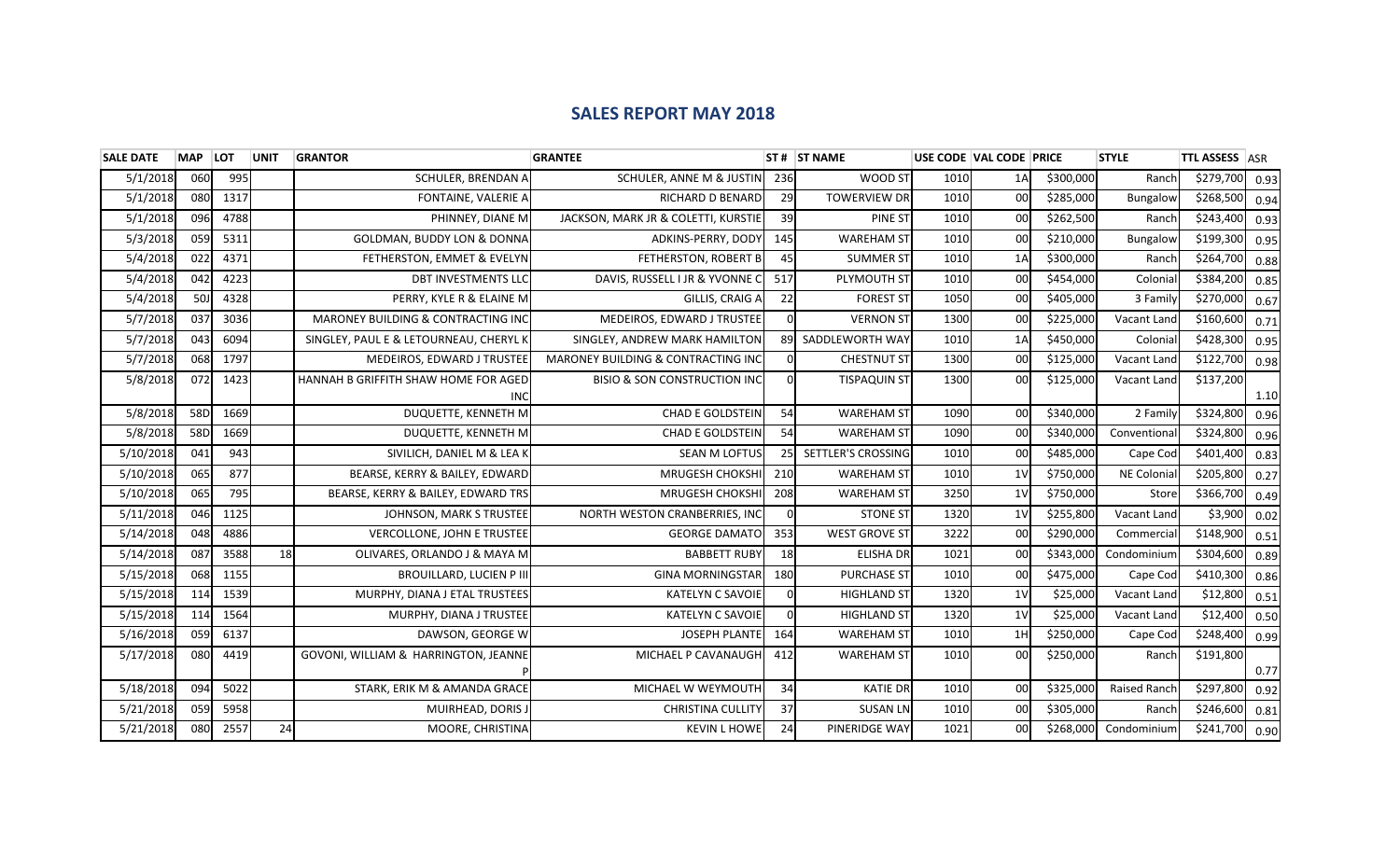## SALES REPORT MAY 2018

| SALE DATE | MAP | LOT | UNIT | GRANTOR | GRANTEE | ST # | ST NAME | USE CODE | VAL CODE | PRICE | STYLE | TTL ASSESS | ASR |
|---|---|---|---|---|---|---|---|---|---|---|---|---|---|
| 5/1/2018 | 060 | 995 | | SCHULER, BRENDAN A | SCHULER, ANNE M & JUSTIN | 236 | WOOD ST | 1010 | 1A | $300,000 | Ranch | $279,700 | 0.93 |
| 5/1/2018 | 080 | 1317 | | FONTAINE, VALERIE A | RICHARD D BENARD | 29 | TOWERVIEW DR | 1010 | 00 | $285,000 | Bungalow | $268,500 | 0.94 |
| 5/1/2018 | 096 | 4788 | | PHINNEY, DIANE M | JACKSON, MARK JR & COLETTI, KURSTIE | 39 | PINE ST | 1010 | 00 | $262,500 | Ranch | $243,400 | 0.93 |
| 5/3/2018 | 059 | 5311 | | GOLDMAN, BUDDY LON & DONNA | ADKINS-PERRY, DODY | 145 | WAREHAM ST | 1010 | 00 | $210,000 | Bungalow | $199,300 | 0.95 |
| 5/4/2018 | 022 | 4371 | | FETHERSTON, EMMET & EVELYN | FETHERSTON, ROBERT B | 45 | SUMMER ST | 1010 | 1A | $300,000 | Ranch | $264,700 | 0.88 |
| 5/4/2018 | 042 | 4223 | | DBT INVESTMENTS LLC | DAVIS, RUSSELL I JR & YVONNE C | 517 | PLYMOUTH ST | 1010 | 00 | $454,000 | Colonial | $384,200 | 0.85 |
| 5/4/2018 | 50J | 4328 | | PERRY, KYLE R & ELAINE M | GILLIS, CRAIG A | 22 | FOREST ST | 1050 | 00 | $405,000 | 3 Family | $270,000 | 0.67 |
| 5/7/2018 | 037 | 3036 | | MARONEY BUILDING & CONTRACTING INC | MEDEIROS, EDWARD J TRUSTEE | 0 | VERNON ST | 1300 | 00 | $225,000 | Vacant Land | $160,600 | 0.71 |
| 5/7/2018 | 043 | 6094 | | SINGLEY, PAUL E & LETOURNEAU, CHERYL K | SINGLEY, ANDREW MARK HAMILTON | 89 | SADDLEWORTH WAY | 1010 | 1A | $450,000 | Colonial | $428,300 | 0.95 |
| 5/7/2018 | 068 | 1797 | | MEDEIROS, EDWARD J TRUSTEE | MARONEY BUILDING & CONTRACTING INC | 0 | CHESTNUT ST | 1300 | 00 | $125,000 | Vacant Land | $122,700 | 0.98 |
| 5/8/2018 | 072 | 1423 | | HANNAH B GRIFFITH SHAW HOME FOR AGED INC | BISIO & SON CONSTRUCTION INC | 0 | TISPAQUIN ST | 1300 | 00 | $125,000 | Vacant Land | $137,200 | 1.10 |
| 5/8/2018 | 58D | 1669 | | DUQUETTE, KENNETH M | CHAD E GOLDSTEIN | 54 | WAREHAM ST | 1090 | 00 | $340,000 | 2 Family | $324,800 | 0.96 |
| 5/8/2018 | 58D | 1669 | | DUQUETTE, KENNETH M | CHAD E GOLDSTEIN | 54 | WAREHAM ST | 1090 | 00 | $340,000 | Conventional | $324,800 | 0.96 |
| 5/10/2018 | 041 | 943 | | SIVILICH, DANIEL M & LEA K | SEAN M LOFTUS | 25 | SETTLER'S CROSSING | 1010 | 00 | $485,000 | Cape Cod | $401,400 | 0.83 |
| 5/10/2018 | 065 | 877 | | BEARSE, KERRY & BAILEY, EDWARD | MRUGESH CHOKSHI | 210 | WAREHAM ST | 1010 | 1V | $750,000 | NE Colonial | $205,800 | 0.27 |
| 5/10/2018 | 065 | 795 | | BEARSE, KERRY & BAILEY, EDWARD TRS | MRUGESH CHOKSHI | 208 | WAREHAM ST | 3250 | 1V | $750,000 | Store | $366,700 | 0.49 |
| 5/11/2018 | 046 | 1125 | | JOHNSON, MARK S TRUSTEE | NORTH WESTON CRANBERRIES, INC | 0 | STONE ST | 1320 | 1V | $255,800 | Vacant Land | $3,900 | 0.02 |
| 5/14/2018 | 048 | 4886 | | VERCOLLONE, JOHN E TRUSTEE | GEORGE DAMATO | 353 | WEST GROVE ST | 3222 | 00 | $290,000 | Commercial | $148,900 | 0.51 |
| 5/14/2018 | 087 | 3588 | 18 | OLIVARES, ORLANDO J & MAYA M | BABBETT RUBY | 18 | ELISHA DR | 1021 | 00 | $343,000 | Condominium | $304,600 | 0.89 |
| 5/15/2018 | 068 | 1155 | | BROUILLARD, LUCIEN P III | GINA MORNINGSTAR | 180 | PURCHASE ST | 1010 | 00 | $475,000 | Cape Cod | $410,300 | 0.86 |
| 5/15/2018 | 114 | 1539 | | MURPHY, DIANA J ETAL TRUSTEES | KATELYN C SAVOIE | 0 | HIGHLAND ST | 1320 | 1V | $25,000 | Vacant Land | $12,800 | 0.51 |
| 5/15/2018 | 114 | 1564 | | MURPHY, DIANA J TRUSTEE | KATELYN C SAVOIE | 0 | HIGHLAND ST | 1320 | 1V | $25,000 | Vacant Land | $12,400 | 0.50 |
| 5/16/2018 | 059 | 6137 | | DAWSON, GEORGE W | JOSEPH PLANTE | 164 | WAREHAM ST | 1010 | 1H | $250,000 | Cape Cod | $248,400 | 0.99 |
| 5/17/2018 | 080 | 4419 | | GOVONI, WILLIAM & HARRINGTON, JEANNE P | MICHAEL P CAVANAUGH | 412 | WAREHAM ST | 1010 | 00 | $250,000 | Ranch | $191,800 | 0.77 |
| 5/18/2018 | 094 | 5022 | | STARK, ERIK M & AMANDA GRACE | MICHAEL W WEYMOUTH | 34 | KATIE DR | 1010 | 00 | $325,000 | Raised Ranch | $297,800 | 0.92 |
| 5/21/2018 | 059 | 5958 | | MUIRHEAD, DORIS J | CHRISTINA CULLITY | 37 | SUSAN LN | 1010 | 00 | $305,000 | Ranch | $246,600 | 0.81 |
| 5/21/2018 | 080 | 2557 | 24 | MOORE, CHRISTINA | KEVIN L HOWE | 24 | PINERIDGE WAY | 1021 | 00 | $268,000 | Condominium | $241,700 | 0.90 |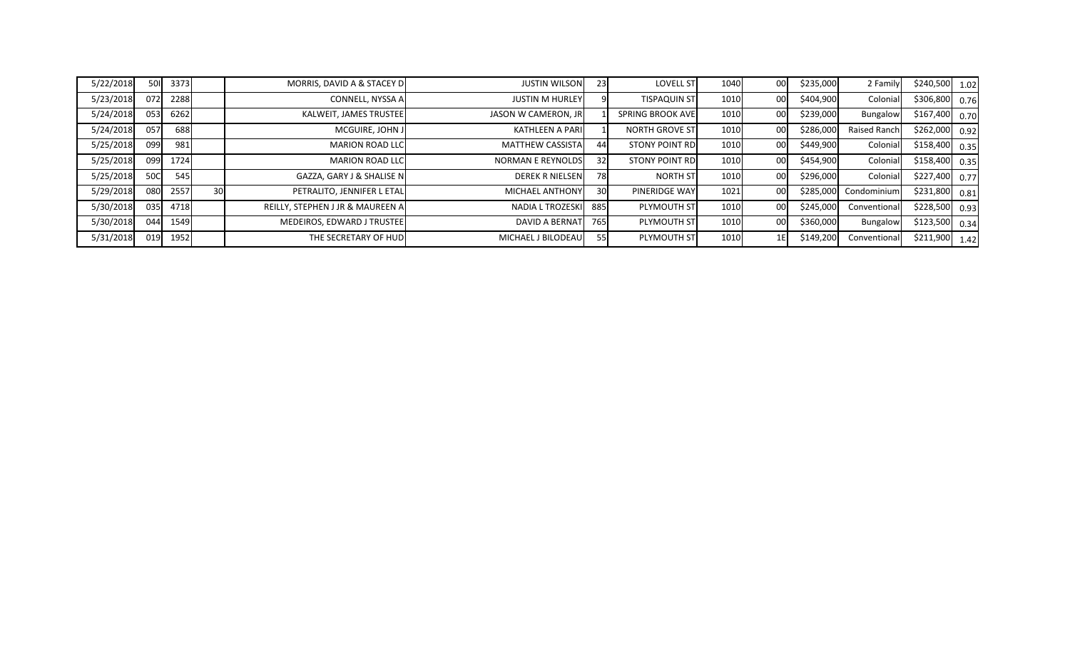| | | | | | | | | | | | | | |
|---|---|---|---|---|---|---|---|---|---|---|---|---|---|
| 5/22/2018 | 50I | 3373 | | MORRIS, DAVID A & STACEY D | JUSTIN WILSON | 23 | LOVELL ST | 1040 | 00 | $235,000 | 2 Family | $240,500 | 1.02 |
| 5/23/2018 | 072 | 2288 | | CONNELL, NYSSA A | JUSTIN M HURLEY | 9 | TISPAQUIN ST | 1010 | 00 | $404,900 | Colonial | $306,800 | 0.76 |
| 5/24/2018 | 053 | 6262 | | KALWEIT, JAMES TRUSTEE | JASON W CAMERON, JR | 1 | SPRING BROOK AVE | 1010 | 00 | $239,000 | Bungalow | $167,400 | 0.70 |
| 5/24/2018 | 057 | 688 | | MCGUIRE, JOHN J | KATHLEEN A PARI | 1 | NORTH GROVE ST | 1010 | 00 | $286,000 | Raised Ranch | $262,000 | 0.92 |
| 5/25/2018 | 099 | 981 | | MARION ROAD LLC | MATTHEW CASSISTA | 44 | STONY POINT RD | 1010 | 00 | $449,900 | Colonial | $158,400 | 0.35 |
| 5/25/2018 | 099 | 1724 | | MARION ROAD LLC | NORMAN E REYNOLDS | 32 | STONY POINT RD | 1010 | 00 | $454,900 | Colonial | $158,400 | 0.35 |
| 5/25/2018 | 50C | 545 | | GAZZA, GARY J & SHALISE N | DEREK R NIELSEN | 78 | NORTH ST | 1010 | 00 | $296,000 | Colonial | $227,400 | 0.77 |
| 5/29/2018 | 080 | 2557 | 30 | PETRALITO, JENNIFER L ETAL | MICHAEL ANTHONY | 30 | PINERIDGE WAY | 1021 | 00 | $285,000 | Condominium | $231,800 | 0.81 |
| 5/30/2018 | 035 | 4718 | | REILLY, STEPHEN J JR & MAUREEN A | NADIA L TROZESKI | 885 | PLYMOUTH ST | 1010 | 00 | $245,000 | Conventional | $228,500 | 0.93 |
| 5/30/2018 | 044 | 1549 | | MEDEIROS, EDWARD J TRUSTEE | DAVID A BERNAT | 765 | PLYMOUTH ST | 1010 | 00 | $360,000 | Bungalow | $123,500 | 0.34 |
| 5/31/2018 | 019 | 1952 | | THE SECRETARY OF HUD | MICHAEL J BILODEAU | 55 | PLYMOUTH ST | 1010 | 1E | $149,200 | Conventional | $211,900 | 1.42 |